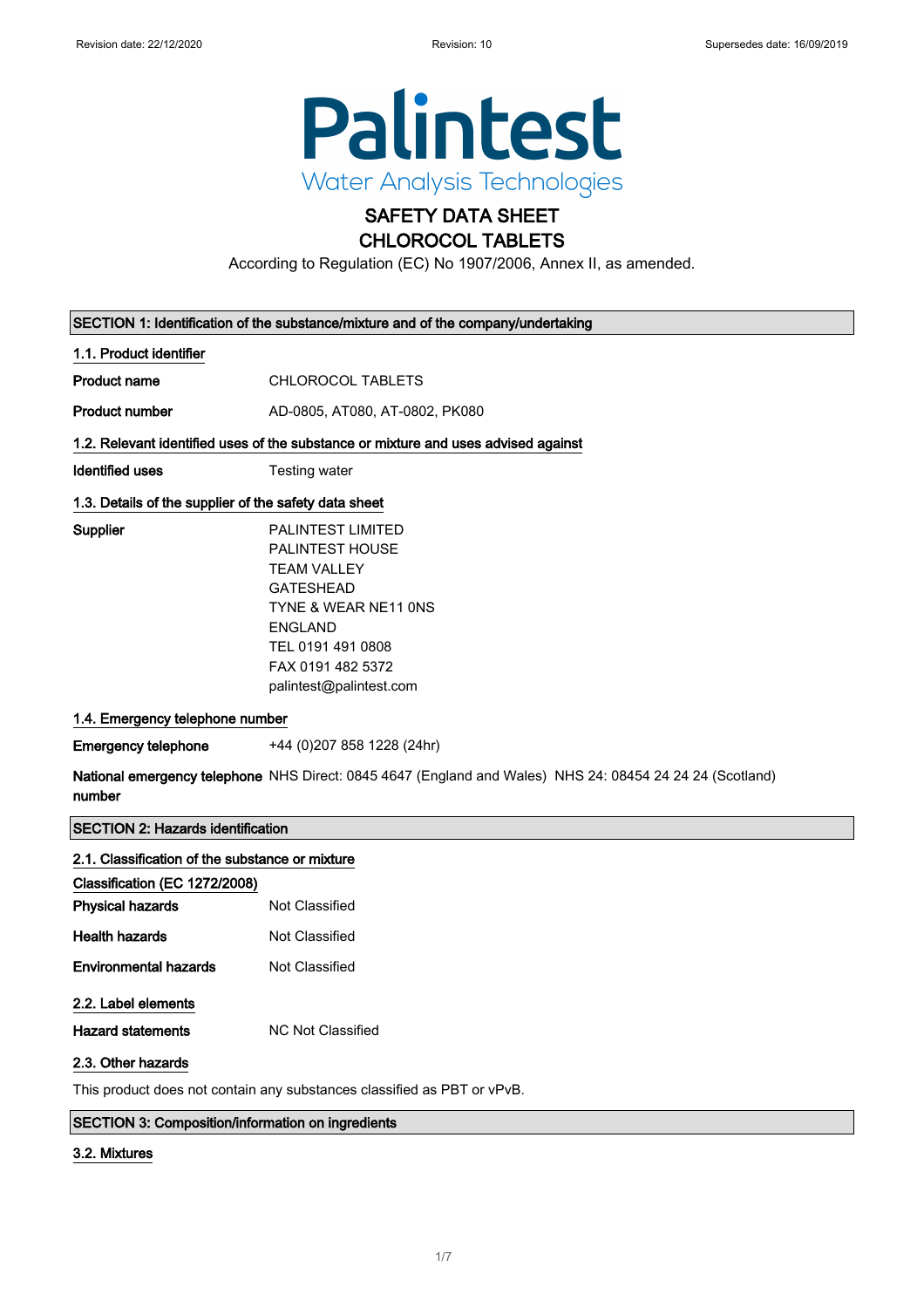Revision date: 22/12/2020 Revision: 10 Supersedes date: 16/09/2019

Palintest
Water Analysis Technologies

# SAFETY DATA SHEET
# CHLOROCOL TABLETS

According to Regulation (EC) No 1907/2006, Annex II, as amended.

## SECTION 1: Identification of the substance/mixture and of the company/undertaking

### 1.1. Product identifier

**Product name** CHLOROCOL TABLETS

**Product number** AD-0805, AT080, AT-0802, PK080

### 1.2. Relevant identified uses of the substance or mixture and uses advised against

**Identified uses** Testing water

### 1.3. Details of the supplier of the safety data sheet

**Supplier**
PALINTEST LIMITED
PALINTEST HOUSE
TEAM VALLEY
GATESHEAD
TYNE & WEAR NE11 0NS
ENGLAND
TEL 0191 491 0808
FAX 0191 482 5372
palintest@palintest.com

### 1.4. Emergency telephone number

**Emergency telephone** +44 (0)207 858 1228 (24hr)

**National emergency telephone number** NHS Direct: 0845 4647 (England and Wales) NHS 24: 08454 24 24 24 (Scotland)

## SECTION 2: Hazards identification

### 2.1. Classification of the substance or mixture

**Classification (EC 1272/2008)**

**Physical hazards** Not Classified

**Health hazards** Not Classified

**Environmental hazards** Not Classified

### 2.2. Label elements

**Hazard statements** NC Not Classified

### 2.3. Other hazards

This product does not contain any substances classified as PBT or vPvB.

## SECTION 3: Composition/information on ingredients

### 3.2. Mixtures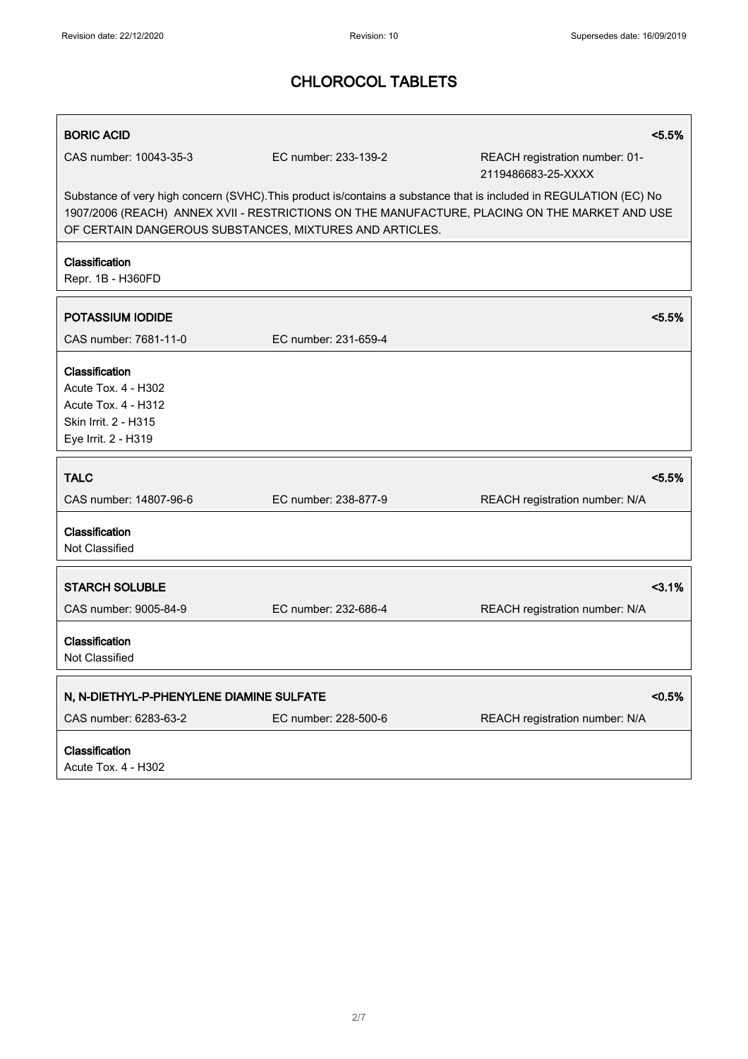# CHLOROCOL TABLETS

| **BORIC ACID** | | **<5.5%** |
|---|---|---|
| CAS number: 10043-35-3 | EC number: 233-139-2 | REACH registration number: 01-2119486683-25-XXXX |

Substance of very high concern (SVHC).This product is/contains a substance that is included in REGULATION (EC) No 1907/2006 (REACH) ANNEX XVII - RESTRICTIONS ON THE MANUFACTURE, PLACING ON THE MARKET AND USE OF CERTAIN DANGEROUS SUBSTANCES, MIXTURES AND ARTICLES.

**Classification**
Repr. 1B - H360FD

| **POTASSIUM IODIDE** | | **<5.5%** |
|---|---|---|
| CAS number: 7681-11-0 | EC number: 231-659-4 | |

**Classification**
Acute Tox. 4 - H302
Acute Tox. 4 - H312
Skin Irrit. 2 - H315
Eye Irrit. 2 - H319

| **TALC** | | **<5.5%** |
|---|---|---|
| CAS number: 14807-96-6 | EC number: 238-877-9 | REACH registration number: N/A |

**Classification**
Not Classified

| **STARCH SOLUBLE** | | **<3.1%** |
|---|---|---|
| CAS number: 9005-84-9 | EC number: 232-686-4 | REACH registration number: N/A |

**Classification**
Not Classified

| **N, N-DIETHYL-P-PHENYLENE DIAMINE SULFATE** | | **<0.5%** |
|---|---|---|
| CAS number: 6283-63-2 | EC number: 228-500-6 | REACH registration number: N/A |

**Classification**
Acute Tox. 4 - H302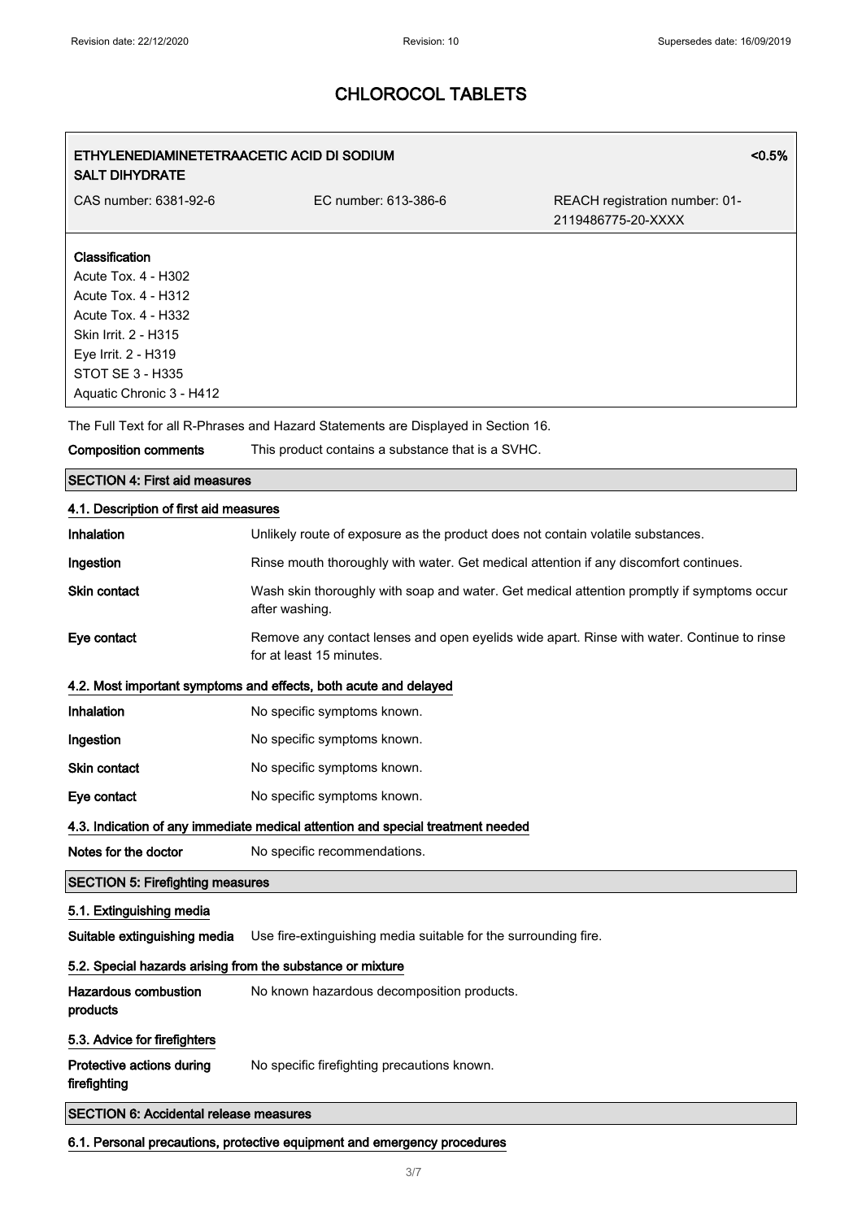# CHLOROCOL TABLETS

| ETHYLENEDIAMINETETRAACETIC ACID DI SODIUM SALT DIHYDRATE | | <0.5% |
|---|---|---|
| CAS number: 6381-92-6 | EC number: 613-386-6 | REACH registration number: 01-2119486775-20-XXXX |

**Classification**
Acute Tox. 4 - H302
Acute Tox. 4 - H312
Acute Tox. 4 - H332
Skin Irrit. 2 - H315
Eye Irrit. 2 - H319
STOT SE 3 - H335
Aquatic Chronic 3 - H412

The Full Text for all R-Phrases and Hazard Statements are Displayed in Section 16.

**Composition comments** This product contains a substance that is a SVHC.

## SECTION 4: First aid measures

### 4.1. Description of first aid measures

**Inhalation** Unlikely route of exposure as the product does not contain volatile substances.

**Ingestion** Rinse mouth thoroughly with water. Get medical attention if any discomfort continues.

**Skin contact** Wash skin thoroughly with soap and water. Get medical attention promptly if symptoms occur after washing.

**Eye contact** Remove any contact lenses and open eyelids wide apart. Rinse with water. Continue to rinse for at least 15 minutes.

### 4.2. Most important symptoms and effects, both acute and delayed

**Inhalation** No specific symptoms known.

**Ingestion** No specific symptoms known.

**Skin contact** No specific symptoms known.

**Eye contact** No specific symptoms known.

### 4.3. Indication of any immediate medical attention and special treatment needed

**Notes for the doctor** No specific recommendations.

## SECTION 5: Firefighting measures

### 5.1. Extinguishing media

**Suitable extinguishing media** Use fire-extinguishing media suitable for the surrounding fire.

### 5.2. Special hazards arising from the substance or mixture

**Hazardous combustion products** No known hazardous decomposition products.

### 5.3. Advice for firefighters

**Protective actions during firefighting** No specific firefighting precautions known.

## SECTION 6: Accidental release measures

### 6.1. Personal precautions, protective equipment and emergency procedures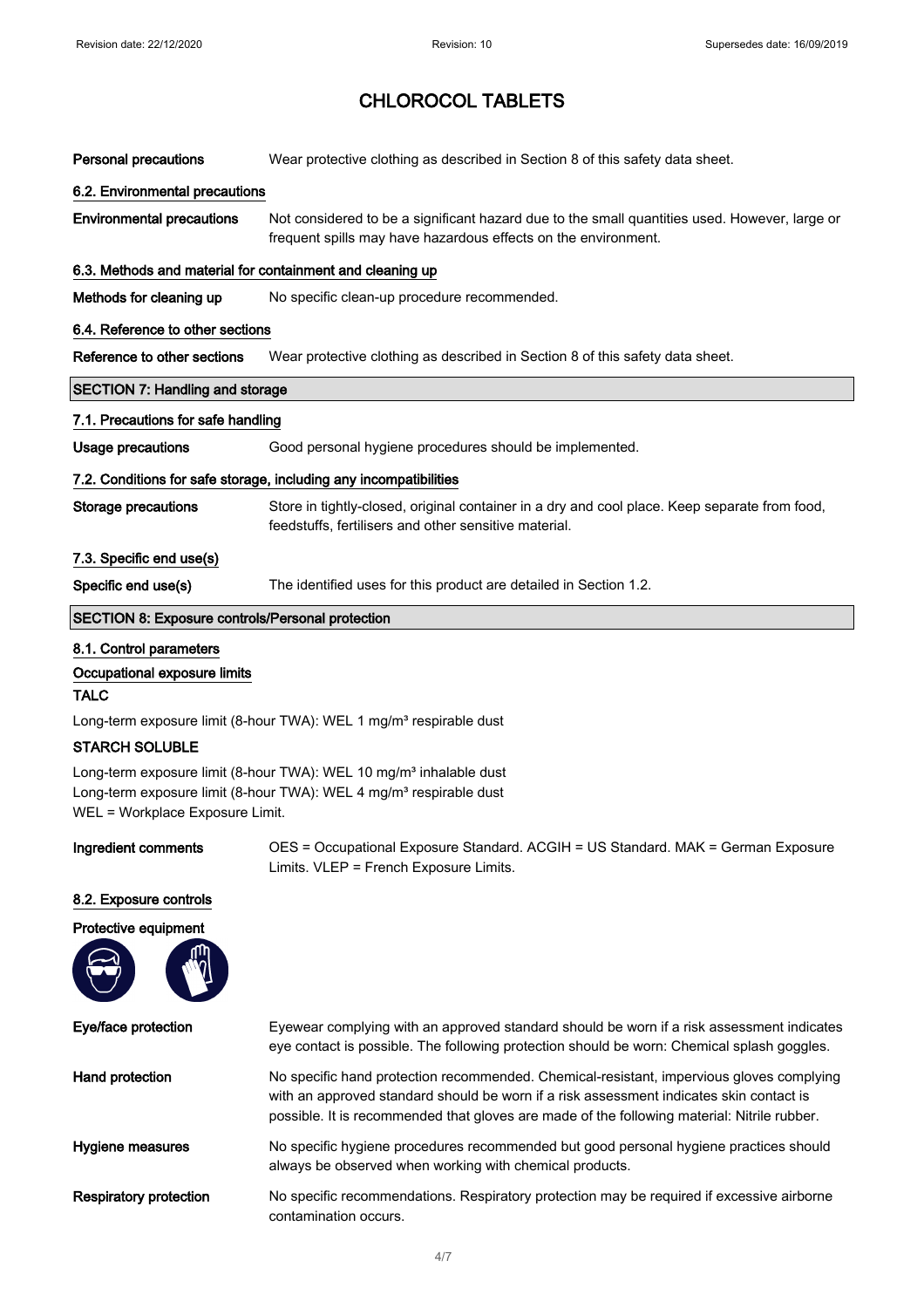# CHLOROCOL TABLETS

**Personal precautions** Wear protective clothing as described in Section 8 of this safety data sheet.

### 6.2. Environmental precautions

**Environmental precautions** Not considered to be a significant hazard due to the small quantities used. However, large or frequent spills may have hazardous effects on the environment.

### 6.3. Methods and material for containment and cleaning up

**Methods for cleaning up** No specific clean-up procedure recommended.

### 6.4. Reference to other sections

**Reference to other sections** Wear protective clothing as described in Section 8 of this safety data sheet.

## SECTION 7: Handling and storage

### 7.1. Precautions for safe handling

**Usage precautions** Good personal hygiene procedures should be implemented.

### 7.2. Conditions for safe storage, including any incompatibilities

**Storage precautions** Store in tightly-closed, original container in a dry and cool place. Keep separate from food, feedstuffs, fertilisers and other sensitive material.

### 7.3. Specific end use(s)

**Specific end use(s)** The identified uses for this product are detailed in Section 1.2.

## SECTION 8: Exposure controls/Personal protection

### 8.1. Control parameters

**Occupational exposure limits**

**TALC**

Long-term exposure limit (8-hour TWA): WEL 1 mg/m³ respirable dust

**STARCH SOLUBLE**

Long-term exposure limit (8-hour TWA): WEL 10 mg/m³ inhalable dust
Long-term exposure limit (8-hour TWA): WEL 4 mg/m³ respirable dust
WEL = Workplace Exposure Limit.

**Ingredient comments** OES = Occupational Exposure Standard. ACGIH = US Standard. MAK = German Exposure Limits. VLEP = French Exposure Limits.

### 8.2. Exposure controls

**Protective equipment**

**Eye/face protection** Eyewear complying with an approved standard should be worn if a risk assessment indicates eye contact is possible. The following protection should be worn: Chemical splash goggles.

**Hand protection** No specific hand protection recommended. Chemical-resistant, impervious gloves complying with an approved standard should be worn if a risk assessment indicates skin contact is possible. It is recommended that gloves are made of the following material: Nitrile rubber.

**Hygiene measures** No specific hygiene procedures recommended but good personal hygiene practices should always be observed when working with chemical products.

**Respiratory protection** No specific recommendations. Respiratory protection may be required if excessive airborne contamination occurs.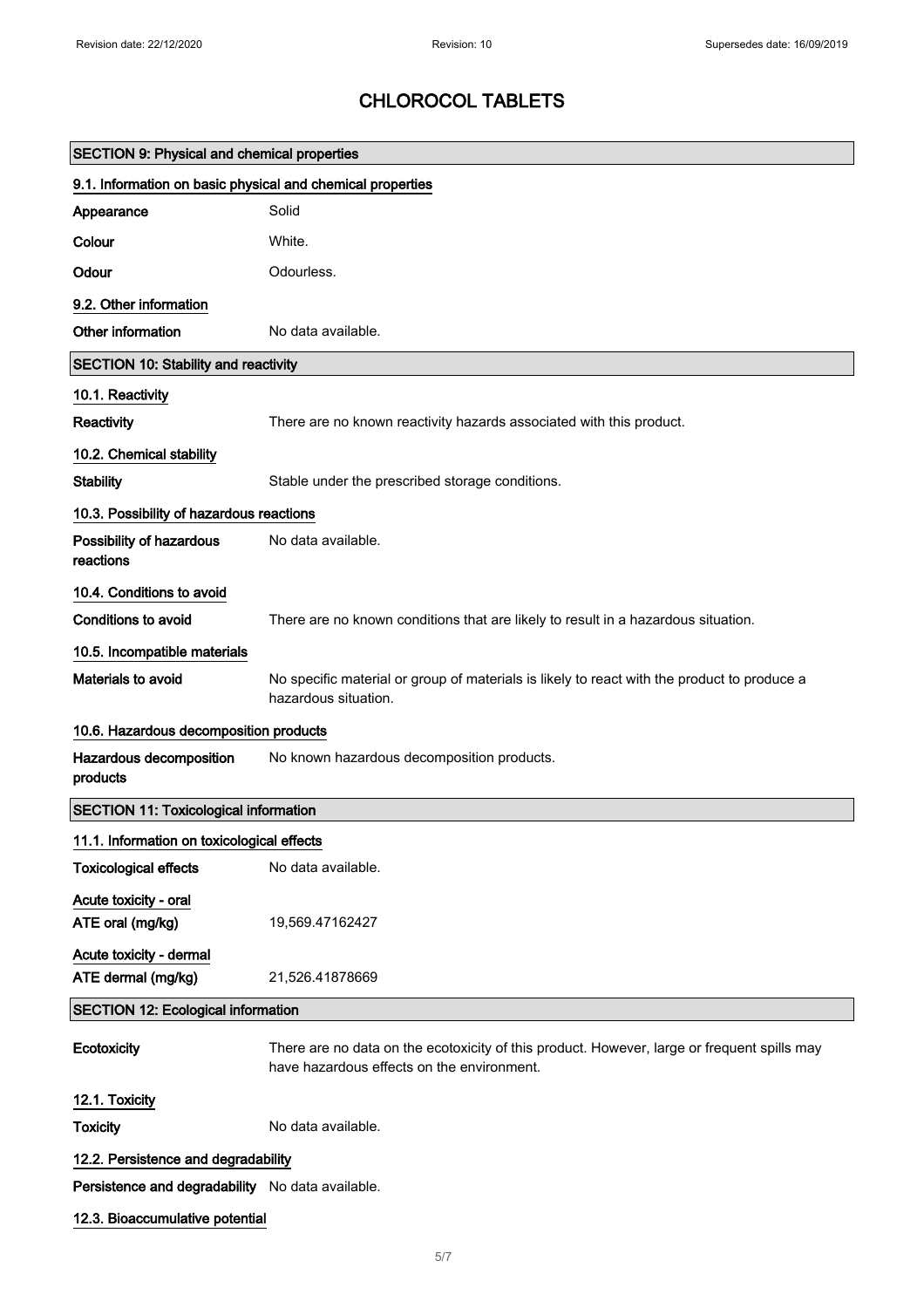# CHLOROCOL TABLETS

## SECTION 9: Physical and chemical properties

### 9.1. Information on basic physical and chemical properties

| | |
|---|---|
| **Appearance** | Solid |
| **Colour** | White. |
| **Odour** | Odourless. |

### 9.2. Other information

| | |
|---|---|
| **Other information** | No data available. |

## SECTION 10: Stability and reactivity

### 10.1. Reactivity

| | |
|---|---|
| **Reactivity** | There are no known reactivity hazards associated with this product. |

### 10.2. Chemical stability

| | |
|---|---|
| **Stability** | Stable under the prescribed storage conditions. |

### 10.3. Possibility of hazardous reactions

| | |
|---|---|
| **Possibility of hazardous reactions** | No data available. |

### 10.4. Conditions to avoid

| | |
|---|---|
| **Conditions to avoid** | There are no known conditions that are likely to result in a hazardous situation. |

### 10.5. Incompatible materials

| | |
|---|---|
| **Materials to avoid** | No specific material or group of materials is likely to react with the product to produce a hazardous situation. |

### 10.6. Hazardous decomposition products

| | |
|---|---|
| **Hazardous decomposition products** | No known hazardous decomposition products. |

## SECTION 11: Toxicological information

### 11.1. Information on toxicological effects

| | |
|---|---|
| **Toxicological effects** | No data available. |

**Acute toxicity - oral**

| | |
|---|---|
| **ATE oral (mg/kg)** | 19,569.47162427 |

**Acute toxicity - dermal**

| | |
|---|---|
| **ATE dermal (mg/kg)** | 21,526.41878669 |

## SECTION 12: Ecological information

| | |
|---|---|
| **Ecotoxicity** | There are no data on the ecotoxicity of this product. However, large or frequent spills may have hazardous effects on the environment. |

### 12.1. Toxicity

| | |
|---|---|
| **Toxicity** | No data available. |

### 12.2. Persistence and degradability

| | |
|---|---|
| **Persistence and degradability** | No data available. |

### 12.3. Bioaccumulative potential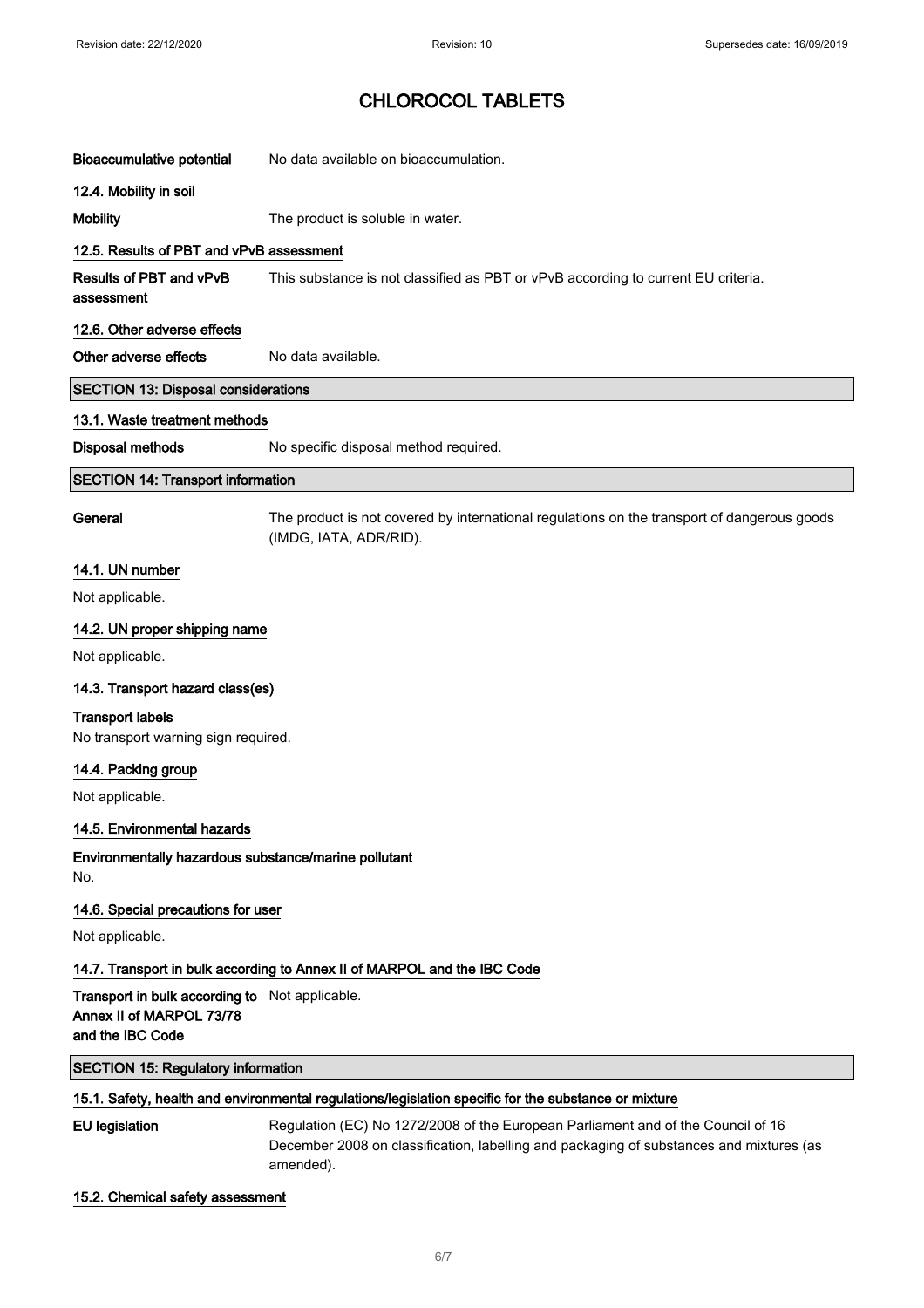# CHLOROCOL TABLETS

**Bioaccumulative potential** No data available on bioaccumulation.

### 12.4. Mobility in soil

**Mobility** The product is soluble in water.

### 12.5. Results of PBT and vPvB assessment

**Results of PBT and vPvB assessment** This substance is not classified as PBT or vPvB according to current EU criteria.

### 12.6. Other adverse effects

**Other adverse effects** No data available.

## SECTION 13: Disposal considerations

### 13.1. Waste treatment methods

**Disposal methods** No specific disposal method required.

## SECTION 14: Transport information

**General** The product is not covered by international regulations on the transport of dangerous goods (IMDG, IATA, ADR/RID).

### 14.1. UN number

Not applicable.

### 14.2. UN proper shipping name

Not applicable.

### 14.3. Transport hazard class(es)

**Transport labels**

No transport warning sign required.

### 14.4. Packing group

Not applicable.

### 14.5. Environmental hazards

**Environmentally hazardous substance/marine pollutant**

No.

### 14.6. Special precautions for user

Not applicable.

### 14.7. Transport in bulk according to Annex II of MARPOL and the IBC Code

**Transport in bulk according to Annex II of MARPOL 73/78 and the IBC Code** Not applicable.

## SECTION 15: Regulatory information

### 15.1. Safety, health and environmental regulations/legislation specific for the substance or mixture

**EU legislation** Regulation (EC) No 1272/2008 of the European Parliament and of the Council of 16 December 2008 on classification, labelling and packaging of substances and mixtures (as amended).

### 15.2. Chemical safety assessment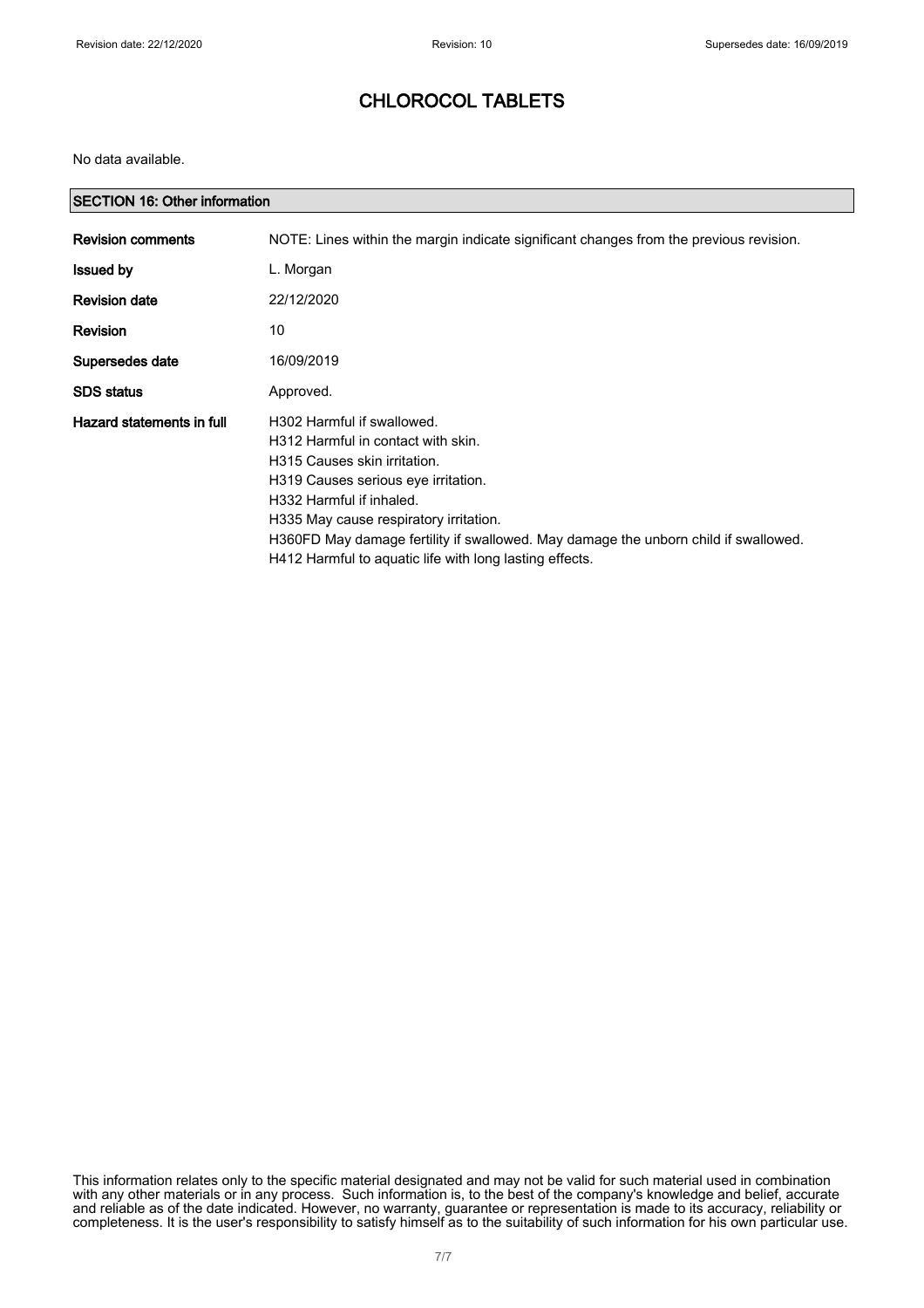No data available.

## SECTION 16: Other information

| | |
|---|---|
| **Revision comments** | NOTE: Lines within the margin indicate significant changes from the previous revision. |
| **Issued by** | L. Morgan |
| **Revision date** | 22/12/2020 |
| **Revision** | 10 |
| **Supersedes date** | 16/09/2019 |
| **SDS status** | Approved. |
| **Hazard statements in full** | H302 Harmful if swallowed.<br>H312 Harmful in contact with skin.<br>H315 Causes skin irritation.<br>H319 Causes serious eye irritation.<br>H332 Harmful if inhaled.<br>H335 May cause respiratory irritation.<br>H360FD May damage fertility if swallowed. May damage the unborn child if swallowed.<br>H412 Harmful to aquatic life with long lasting effects. |

This information relates only to the specific material designated and may not be valid for such material used in combination with any other materials or in any process. Such information is, to the best of the company's knowledge and belief, accurate and reliable as of the date indicated. However, no warranty, guarantee or representation is made to its accuracy, reliability or completeness. It is the user's responsibility to satisfy himself as to the suitability of such information for his own particular use.